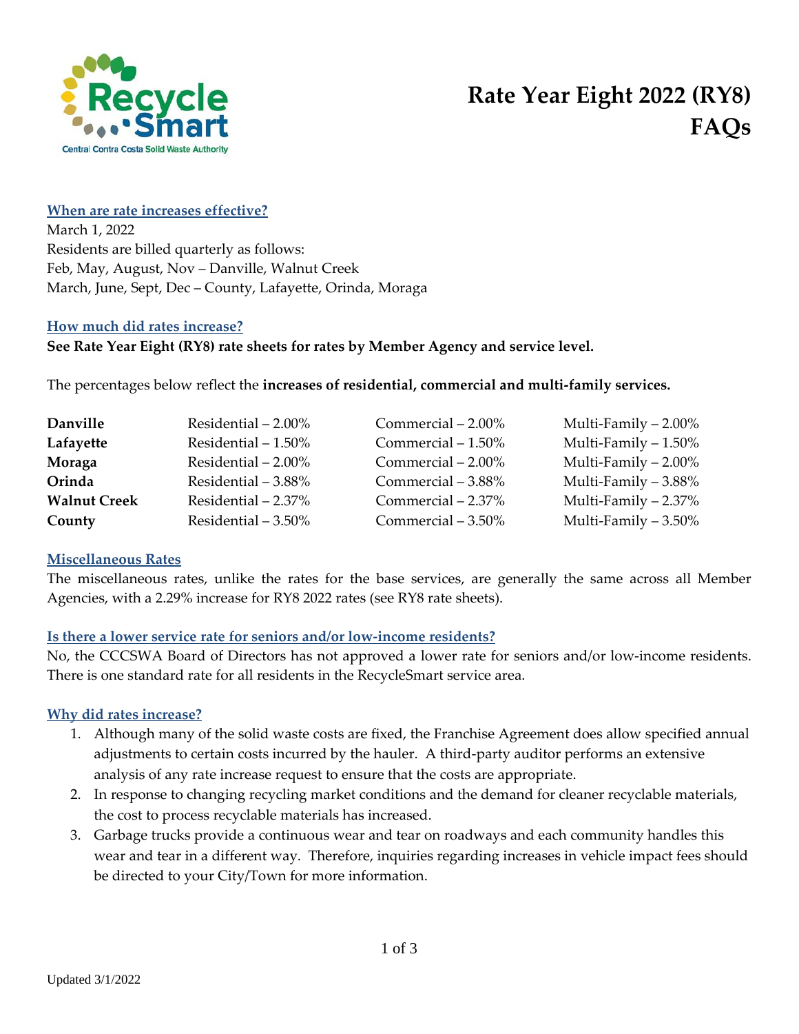# Rate Year Eight 2022 (RY8) FAQs

RecycleSmart
Central Contra Costa Solid Waste Authority

## When are rate increases effective?

March 1, 2022
Residents are billed quarterly as follows:
Feb, May, August, Nov – Danville, Walnut Creek
March, June, Sept, Dec – County, Lafayette, Orinda, Moraga

## How much did rates increase?

**See Rate Year Eight (RY8) rate sheets for rates by Member Agency and service level.**

The percentages below reflect the **increases of residential, commercial and multi-family services.**

| | | | |
|---|---|---|---|
| **Danville** | Residential – 2.00% | Commercial – 2.00% | Multi-Family – 2.00% |
| **Lafayette** | Residential – 1.50% | Commercial – 1.50% | Multi-Family – 1.50% |
| **Moraga** | Residential – 2.00% | Commercial – 2.00% | Multi-Family – 2.00% |
| **Orinda** | Residential – 3.88% | Commercial – 3.88% | Multi-Family – 3.88% |
| **Walnut Creek** | Residential – 2.37% | Commercial – 2.37% | Multi-Family – 2.37% |
| **County** | Residential – 3.50% | Commercial – 3.50% | Multi-Family – 3.50% |

## Miscellaneous Rates

The miscellaneous rates, unlike the rates for the base services, are generally the same across all Member Agencies, with a 2.29% increase for RY8 2022 rates (see RY8 rate sheets).

## Is there a lower service rate for seniors and/or low-income residents?

No, the CCCSWA Board of Directors has not approved a lower rate for seniors and/or low-income residents. There is one standard rate for all residents in the RecycleSmart service area.

## Why did rates increase?

1. Although many of the solid waste costs are fixed, the Franchise Agreement does allow specified annual adjustments to certain costs incurred by the hauler. A third-party auditor performs an extensive analysis of any rate increase request to ensure that the costs are appropriate.
2. In response to changing recycling market conditions and the demand for cleaner recyclable materials, the cost to process recyclable materials has increased.
3. Garbage trucks provide a continuous wear and tear on roadways and each community handles this wear and tear in a different way. Therefore, inquiries regarding increases in vehicle impact fees should be directed to your City/Town for more information.

Updated 3/1/2022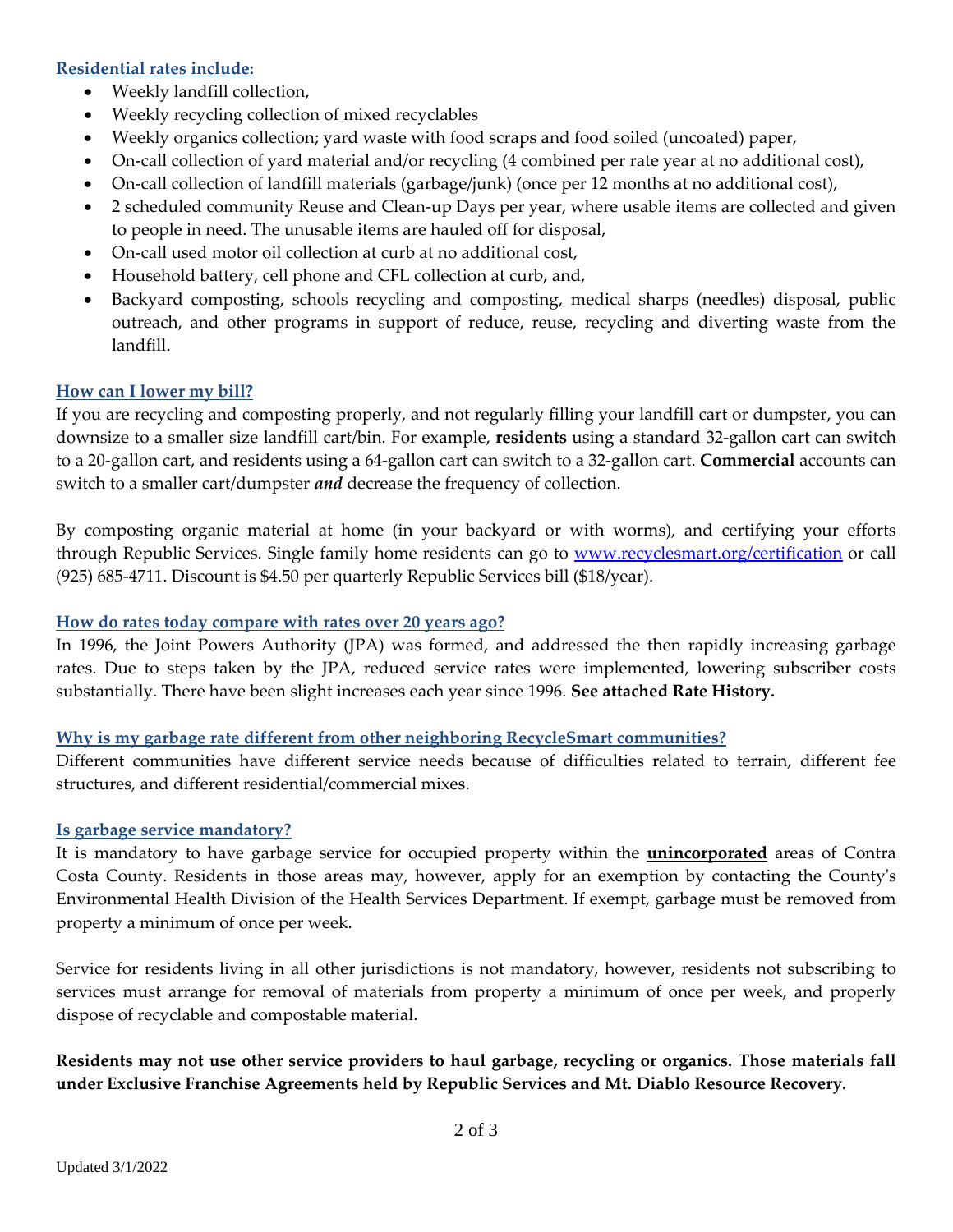### Residential rates include:

- Weekly landfill collection,
- Weekly recycling collection of mixed recyclables
- Weekly organics collection; yard waste with food scraps and food soiled (uncoated) paper,
- On-call collection of yard material and/or recycling (4 combined per rate year at no additional cost),
- On-call collection of landfill materials (garbage/junk) (once per 12 months at no additional cost),
- 2 scheduled community Reuse and Clean-up Days per year, where usable items are collected and given to people in need. The unusable items are hauled off for disposal,
- On-call used motor oil collection at curb at no additional cost,
- Household battery, cell phone and CFL collection at curb, and,
- Backyard composting, schools recycling and composting, medical sharps (needles) disposal, public outreach, and other programs in support of reduce, reuse, recycling and diverting waste from the landfill.

### How can I lower my bill?

If you are recycling and composting properly, and not regularly filling your landfill cart or dumpster, you can downsize to a smaller size landfill cart/bin. For example, **residents** using a standard 32-gallon cart can switch to a 20-gallon cart, and residents using a 64-gallon cart can switch to a 32-gallon cart. **Commercial** accounts can switch to a smaller cart/dumpster ***and*** decrease the frequency of collection.

By composting organic material at home (in your backyard or with worms), and certifying your efforts through Republic Services. Single family home residents can go to [www.recyclesmart.org/certification](http://www.recyclesmart.org/certification) or call (925) 685-4711. Discount is $4.50 per quarterly Republic Services bill ($18/year).

### How do rates today compare with rates over 20 years ago?

In 1996, the Joint Powers Authority (JPA) was formed, and addressed the then rapidly increasing garbage rates. Due to steps taken by the JPA, reduced service rates were implemented, lowering subscriber costs substantially. There have been slight increases each year since 1996. **See attached Rate History.**

### Why is my garbage rate different from other neighboring RecycleSmart communities?

Different communities have different service needs because of difficulties related to terrain, different fee structures, and different residential/commercial mixes.

### Is garbage service mandatory?

It is mandatory to have garbage service for occupied property within the **unincorporated** areas of Contra Costa County. Residents in those areas may, however, apply for an exemption by contacting the County's Environmental Health Division of the Health Services Department. If exempt, garbage must be removed from property a minimum of once per week.

Service for residents living in all other jurisdictions is not mandatory, however, residents not subscribing to services must arrange for removal of materials from property a minimum of once per week, and properly dispose of recyclable and compostable material.

**Residents may not use other service providers to haul garbage, recycling or organics. Those materials fall under Exclusive Franchise Agreements held by Republic Services and Mt. Diablo Resource Recovery.**

Updated 3/1/2022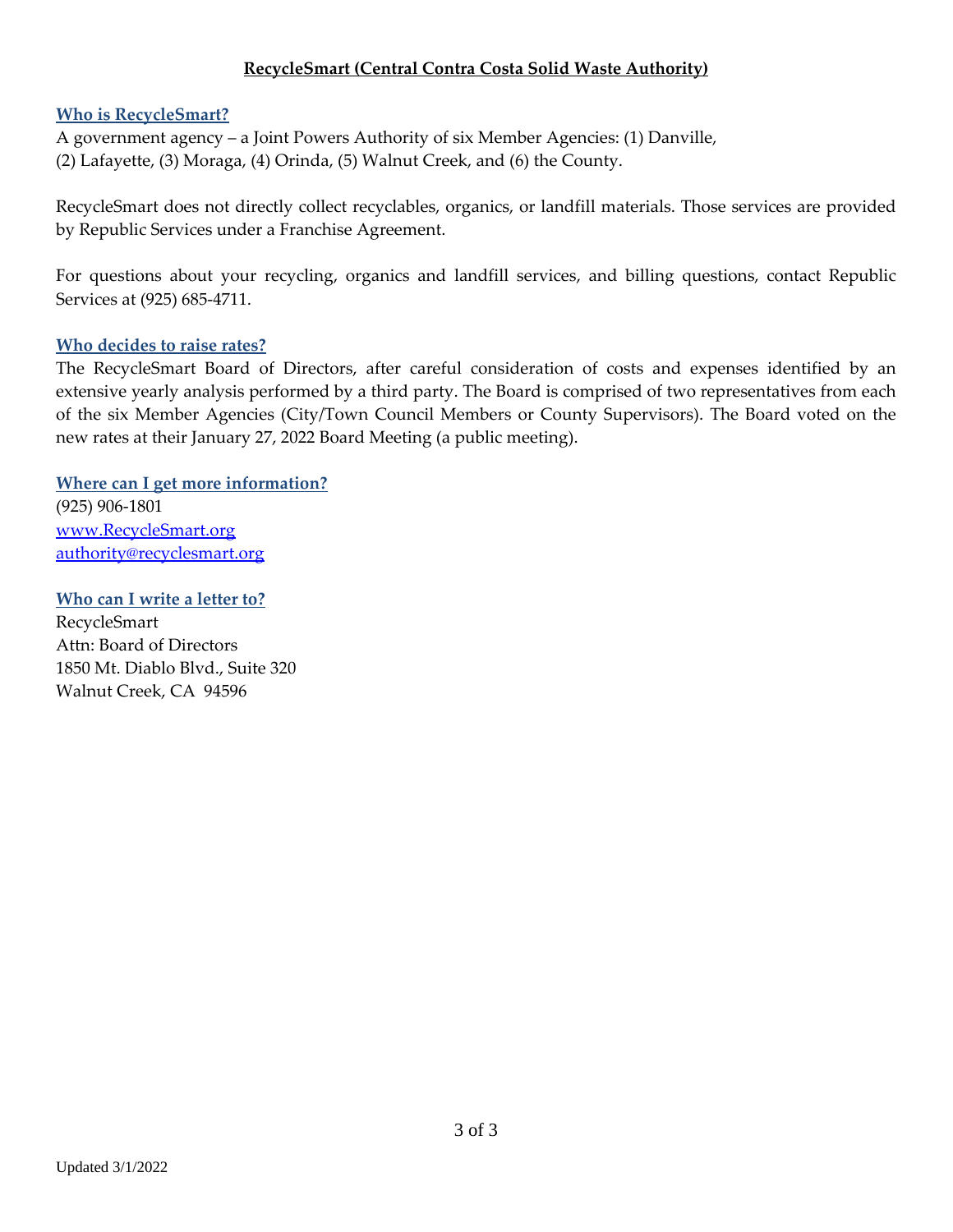# RecycleSmart (Central Contra Costa Solid Waste Authority)

## Who is RecycleSmart?

A government agency – a Joint Powers Authority of six Member Agencies: (1) Danville, (2) Lafayette, (3) Moraga, (4) Orinda, (5) Walnut Creek, and (6) the County.

RecycleSmart does not directly collect recyclables, organics, or landfill materials. Those services are provided by Republic Services under a Franchise Agreement.

For questions about your recycling, organics and landfill services, and billing questions, contact Republic Services at (925) 685-4711.

## Who decides to raise rates?

The RecycleSmart Board of Directors, after careful consideration of costs and expenses identified by an extensive yearly analysis performed by a third party. The Board is comprised of two representatives from each of the six Member Agencies (City/Town Council Members or County Supervisors). The Board voted on the new rates at their January 27, 2022 Board Meeting (a public meeting).

## Where can I get more information?

(925) 906-1801
[www.RecycleSmart.org](http://www.RecycleSmart.org)
[authority@recyclesmart.org](mailto:authority@recyclesmart.org)

## Who can I write a letter to?

RecycleSmart
Attn: Board of Directors
1850 Mt. Diablo Blvd., Suite 320
Walnut Creek, CA 94596

Updated 3/1/2022